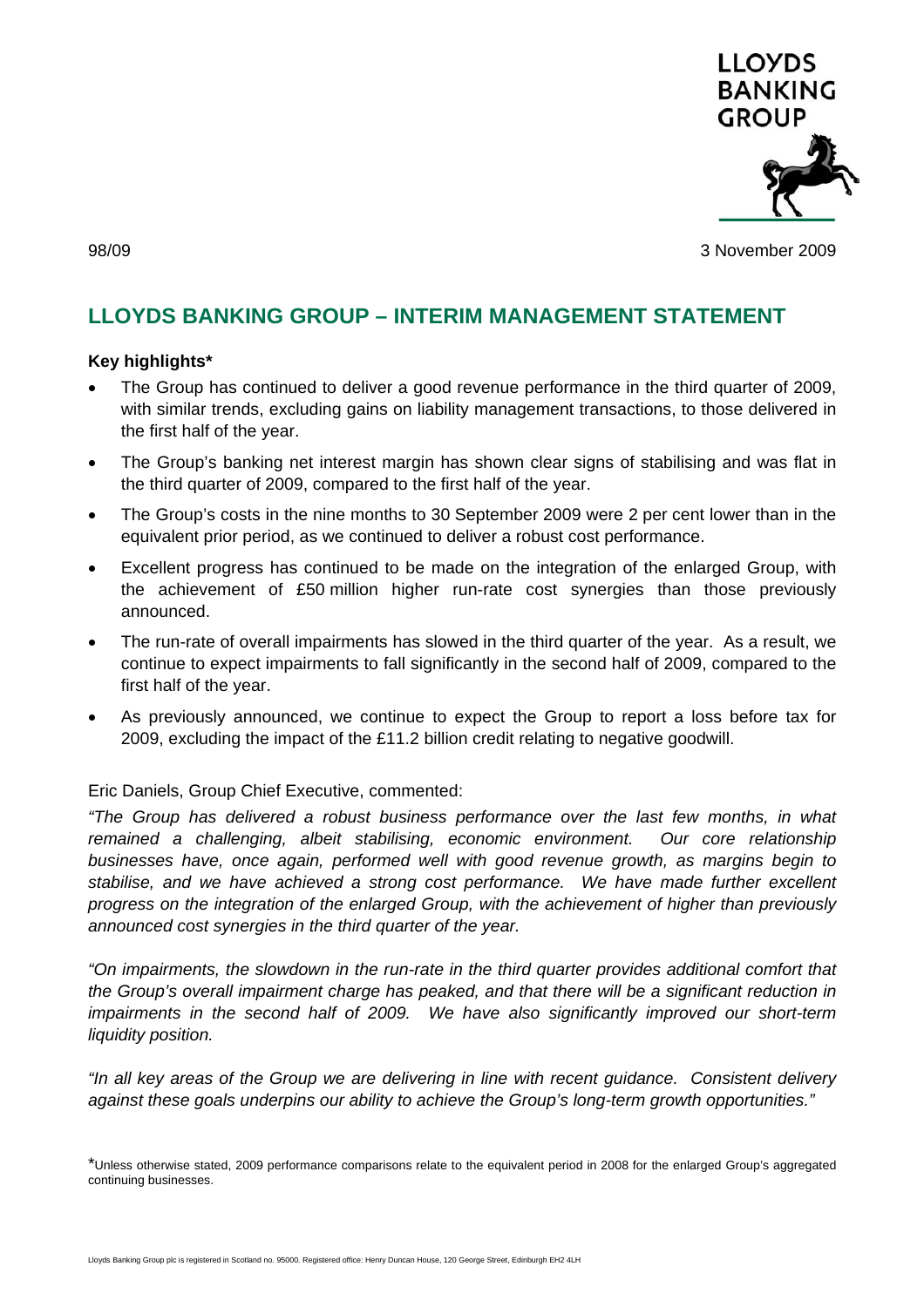98/09 3 November 2009

# LLOYDS BANKING GROUP – INTERIM MANAGEMENT STATEMENT

**Key highlights***

- The Group has continued to deliver a good revenue performance in the third quarter of 2009, with similar trends, excluding gains on liability management transactions, to those delivered in the first half of the year.
- The Group's banking net interest margin has shown clear signs of stabilising and was flat in the third quarter of 2009, compared to the first half of the year.
- The Group's costs in the nine months to 30 September 2009 were 2 per cent lower than in the equivalent prior period, as we continued to deliver a robust cost performance.
- Excellent progress has continued to be made on the integration of the enlarged Group, with the achievement of £50 million higher run-rate cost synergies than those previously announced.
- The run-rate of overall impairments has slowed in the third quarter of the year. As a result, we continue to expect impairments to fall significantly in the second half of 2009, compared to the first half of the year.
- As previously announced, we continue to expect the Group to report a loss before tax for 2009, excluding the impact of the £11.2 billion credit relating to negative goodwill.

Eric Daniels, Group Chief Executive, commented:

*"The Group has delivered a robust business performance over the last few months, in what remained a challenging, albeit stabilising, economic environment. Our core relationship businesses have, once again, performed well with good revenue growth, as margins begin to stabilise, and we have achieved a strong cost performance. We have made further excellent progress on the integration of the enlarged Group, with the achievement of higher than previously announced cost synergies in the third quarter of the year.*

*"On impairments, the slowdown in the run-rate in the third quarter provides additional comfort that the Group's overall impairment charge has peaked, and that there will be a significant reduction in impairments in the second half of 2009. We have also significantly improved our short-term liquidity position.*

*"In all key areas of the Group we are delivering in line with recent guidance. Consistent delivery against these goals underpins our ability to achieve the Group's long-term growth opportunities."*

*Unless otherwise stated, 2009 performance comparisons relate to the equivalent period in 2008 for the enlarged Group's aggregated continuing businesses.

Lloyds Banking Group plc is registered in Scotland no. 95000. Registered office: Henry Duncan House, 120 George Street, Edinburgh EH2 4LH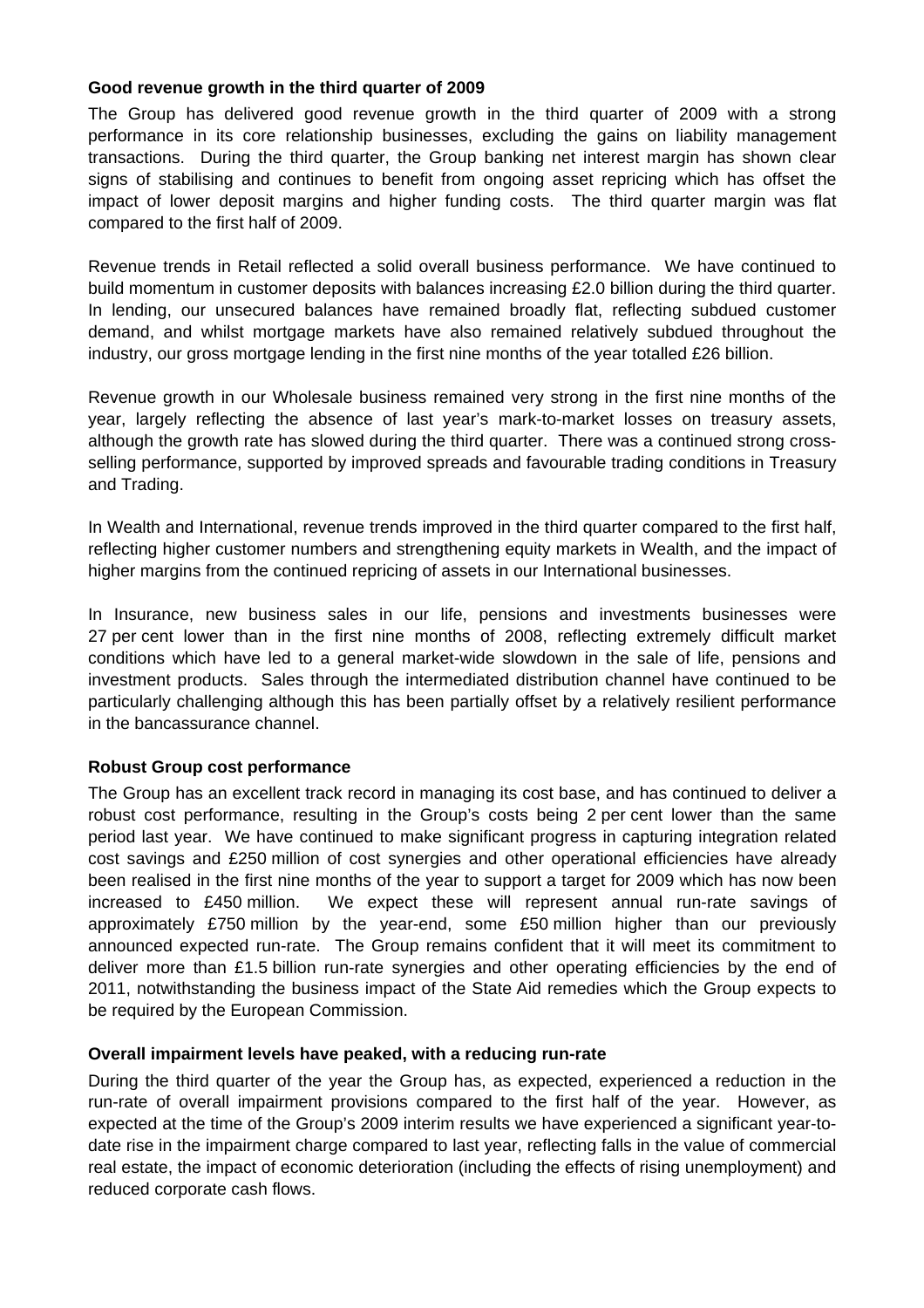**Good revenue growth in the third quarter of 2009**

The Group has delivered good revenue growth in the third quarter of 2009 with a strong performance in its core relationship businesses, excluding the gains on liability management transactions. During the third quarter, the Group banking net interest margin has shown clear signs of stabilising and continues to benefit from ongoing asset repricing which has offset the impact of lower deposit margins and higher funding costs. The third quarter margin was flat compared to the first half of 2009.

Revenue trends in Retail reflected a solid overall business performance. We have continued to build momentum in customer deposits with balances increasing £2.0 billion during the third quarter. In lending, our unsecured balances have remained broadly flat, reflecting subdued customer demand, and whilst mortgage markets have also remained relatively subdued throughout the industry, our gross mortgage lending in the first nine months of the year totalled £26 billion.

Revenue growth in our Wholesale business remained very strong in the first nine months of the year, largely reflecting the absence of last year's mark-to-market losses on treasury assets, although the growth rate has slowed during the third quarter. There was a continued strong cross-selling performance, supported by improved spreads and favourable trading conditions in Treasury and Trading.

In Wealth and International, revenue trends improved in the third quarter compared to the first half, reflecting higher customer numbers and strengthening equity markets in Wealth, and the impact of higher margins from the continued repricing of assets in our International businesses.

In Insurance, new business sales in our life, pensions and investments businesses were 27 per cent lower than in the first nine months of 2008, reflecting extremely difficult market conditions which have led to a general market-wide slowdown in the sale of life, pensions and investment products. Sales through the intermediated distribution channel have continued to be particularly challenging although this has been partially offset by a relatively resilient performance in the bancassurance channel.

**Robust Group cost performance**

The Group has an excellent track record in managing its cost base, and has continued to deliver a robust cost performance, resulting in the Group's costs being 2 per cent lower than the same period last year. We have continued to make significant progress in capturing integration related cost savings and £250 million of cost synergies and other operational efficiencies have already been realised in the first nine months of the year to support a target for 2009 which has now been increased to £450 million. We expect these will represent annual run-rate savings of approximately £750 million by the year-end, some £50 million higher than our previously announced expected run-rate. The Group remains confident that it will meet its commitment to deliver more than £1.5 billion run-rate synergies and other operating efficiencies by the end of 2011, notwithstanding the business impact of the State Aid remedies which the Group expects to be required by the European Commission.

**Overall impairment levels have peaked, with a reducing run-rate**

During the third quarter of the year the Group has, as expected, experienced a reduction in the run-rate of overall impairment provisions compared to the first half of the year. However, as expected at the time of the Group's 2009 interim results we have experienced a significant year-to-date rise in the impairment charge compared to last year, reflecting falls in the value of commercial real estate, the impact of economic deterioration (including the effects of rising unemployment) and reduced corporate cash flows.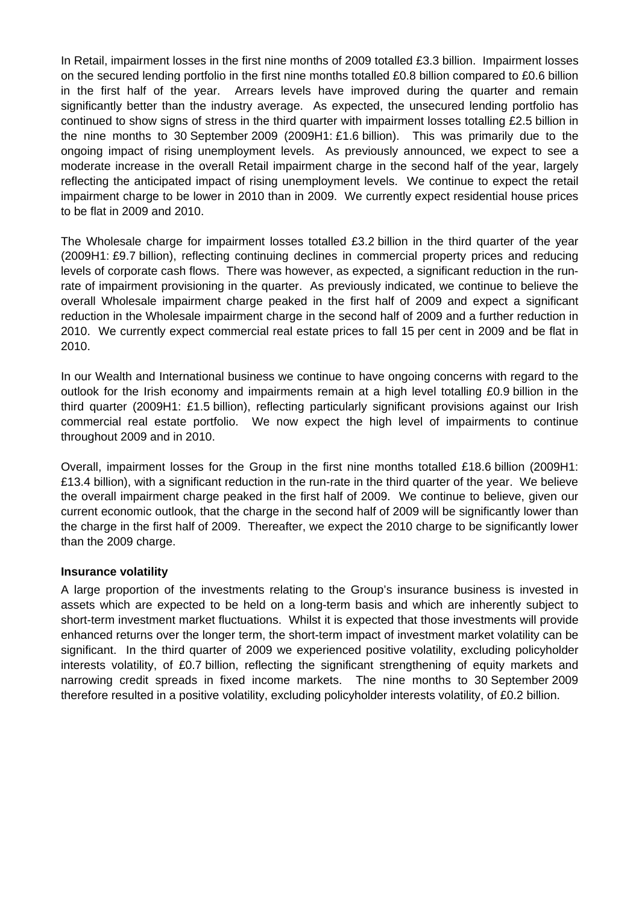In Retail, impairment losses in the first nine months of 2009 totalled £3.3 billion. Impairment losses on the secured lending portfolio in the first nine months totalled £0.8 billion compared to £0.6 billion in the first half of the year. Arrears levels have improved during the quarter and remain significantly better than the industry average. As expected, the unsecured lending portfolio has continued to show signs of stress in the third quarter with impairment losses totalling £2.5 billion in the nine months to 30 September 2009 (2009H1: £1.6 billion). This was primarily due to the ongoing impact of rising unemployment levels. As previously announced, we expect to see a moderate increase in the overall Retail impairment charge in the second half of the year, largely reflecting the anticipated impact of rising unemployment levels. We continue to expect the retail impairment charge to be lower in 2010 than in 2009. We currently expect residential house prices to be flat in 2009 and 2010.

The Wholesale charge for impairment losses totalled £3.2 billion in the third quarter of the year (2009H1: £9.7 billion), reflecting continuing declines in commercial property prices and reducing levels of corporate cash flows. There was however, as expected, a significant reduction in the run-rate of impairment provisioning in the quarter. As previously indicated, we continue to believe the overall Wholesale impairment charge peaked in the first half of 2009 and expect a significant reduction in the Wholesale impairment charge in the second half of 2009 and a further reduction in 2010. We currently expect commercial real estate prices to fall 15 per cent in 2009 and be flat in 2010.

In our Wealth and International business we continue to have ongoing concerns with regard to the outlook for the Irish economy and impairments remain at a high level totalling £0.9 billion in the third quarter (2009H1: £1.5 billion), reflecting particularly significant provisions against our Irish commercial real estate portfolio. We now expect the high level of impairments to continue throughout 2009 and in 2010.

Overall, impairment losses for the Group in the first nine months totalled £18.6 billion (2009H1: £13.4 billion), with a significant reduction in the run-rate in the third quarter of the year. We believe the overall impairment charge peaked in the first half of 2009. We continue to believe, given our current economic outlook, that the charge in the second half of 2009 will be significantly lower than the charge in the first half of 2009. Thereafter, we expect the 2010 charge to be significantly lower than the 2009 charge.

**Insurance volatility**

A large proportion of the investments relating to the Group's insurance business is invested in assets which are expected to be held on a long-term basis and which are inherently subject to short-term investment market fluctuations. Whilst it is expected that those investments will provide enhanced returns over the longer term, the short-term impact of investment market volatility can be significant. In the third quarter of 2009 we experienced positive volatility, excluding policyholder interests volatility, of £0.7 billion, reflecting the significant strengthening of equity markets and narrowing credit spreads in fixed income markets. The nine months to 30 September 2009 therefore resulted in a positive volatility, excluding policyholder interests volatility, of £0.2 billion.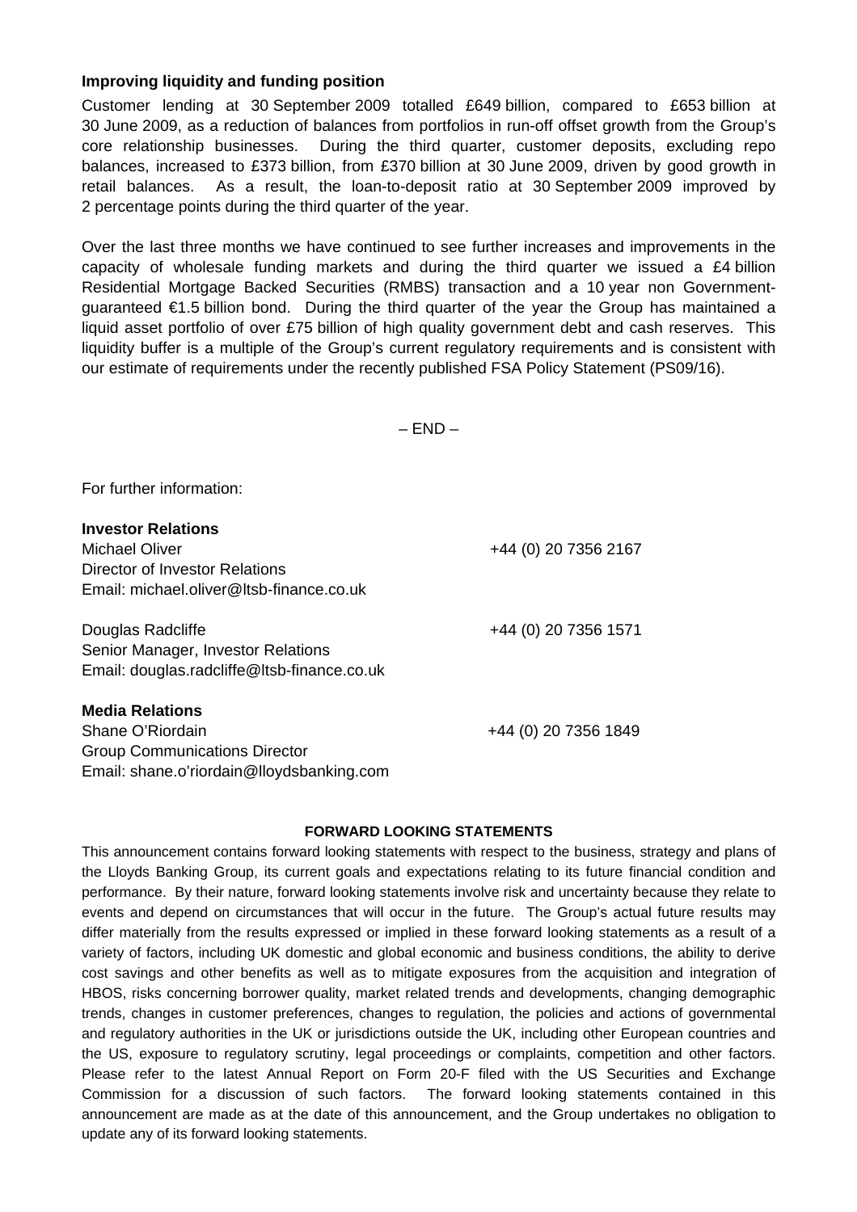**Improving liquidity and funding position**

Customer lending at 30 September 2009 totalled £649 billion, compared to £653 billion at 30 June 2009, as a reduction of balances from portfolios in run-off offset growth from the Group's core relationship businesses. During the third quarter, customer deposits, excluding repo balances, increased to £373 billion, from £370 billion at 30 June 2009, driven by good growth in retail balances. As a result, the loan-to-deposit ratio at 30 September 2009 improved by 2 percentage points during the third quarter of the year.

Over the last three months we have continued to see further increases and improvements in the capacity of wholesale funding markets and during the third quarter we issued a £4 billion Residential Mortgage Backed Securities (RMBS) transaction and a 10 year non Government-guaranteed €1.5 billion bond. During the third quarter of the year the Group has maintained a liquid asset portfolio of over £75 billion of high quality government debt and cash reserves. This liquidity buffer is a multiple of the Group's current regulatory requirements and is consistent with our estimate of requirements under the recently published FSA Policy Statement (PS09/16).

– END –

For further information:

**Investor Relations**

Michael Oliver +44 (0) 20 7356 2167
Director of Investor Relations
Email: michael.oliver@ltsb-finance.co.uk

Douglas Radcliffe +44 (0) 20 7356 1571
Senior Manager, Investor Relations
Email: douglas.radcliffe@ltsb-finance.co.uk

**Media Relations**

Shane O'Riordain +44 (0) 20 7356 1849
Group Communications Director
Email: shane.o'riordain@lloydsbanking.com

**FORWARD LOOKING STATEMENTS**

This announcement contains forward looking statements with respect to the business, strategy and plans of the Lloyds Banking Group, its current goals and expectations relating to its future financial condition and performance. By their nature, forward looking statements involve risk and uncertainty because they relate to events and depend on circumstances that will occur in the future. The Group's actual future results may differ materially from the results expressed or implied in these forward looking statements as a result of a variety of factors, including UK domestic and global economic and business conditions, the ability to derive cost savings and other benefits as well as to mitigate exposures from the acquisition and integration of HBOS, risks concerning borrower quality, market related trends and developments, changing demographic trends, changes in customer preferences, changes to regulation, the policies and actions of governmental and regulatory authorities in the UK or jurisdictions outside the UK, including other European countries and the US, exposure to regulatory scrutiny, legal proceedings or complaints, competition and other factors. Please refer to the latest Annual Report on Form 20-F filed with the US Securities and Exchange Commission for a discussion of such factors. The forward looking statements contained in this announcement are made as at the date of this announcement, and the Group undertakes no obligation to update any of its forward looking statements.